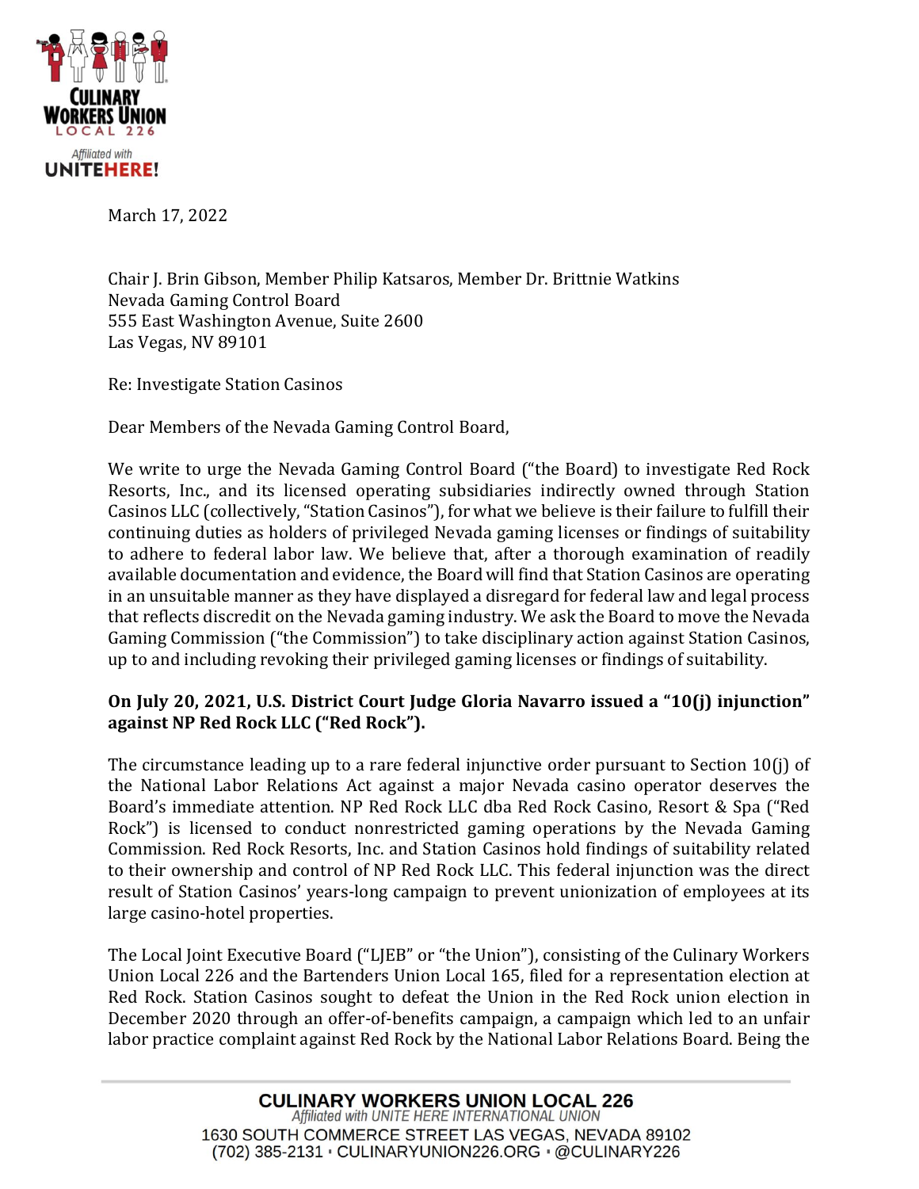March 17, 2022

Chair J. Brin Gibson, Member Philip Katsaros, Member Dr. Brittnie Watkins
Nevada Gaming Control Board
555 East Washington Avenue, Suite 2600
Las Vegas, NV 89101

Re: Investigate Station Casinos

Dear Members of the Nevada Gaming Control Board,

We write to urge the Nevada Gaming Control Board ("the Board) to investigate Red Rock Resorts, Inc., and its licensed operating subsidiaries indirectly owned through Station Casinos LLC (collectively, "Station Casinos"), for what we believe is their failure to fulfill their continuing duties as holders of privileged Nevada gaming licenses or findings of suitability to adhere to federal labor law. We believe that, after a thorough examination of readily available documentation and evidence, the Board will find that Station Casinos are operating in an unsuitable manner as they have displayed a disregard for federal law and legal process that reflects discredit on the Nevada gaming industry. We ask the Board to move the Nevada Gaming Commission ("the Commission") to take disciplinary action against Station Casinos, up to and including revoking their privileged gaming licenses or findings of suitability.

**On July 20, 2021, U.S. District Court Judge Gloria Navarro issued a "10(j) injunction" against NP Red Rock LLC ("Red Rock").**

The circumstance leading up to a rare federal injunctive order pursuant to Section 10(j) of the National Labor Relations Act against a major Nevada casino operator deserves the Board's immediate attention. NP Red Rock LLC dba Red Rock Casino, Resort & Spa ("Red Rock") is licensed to conduct nonrestricted gaming operations by the Nevada Gaming Commission. Red Rock Resorts, Inc. and Station Casinos hold findings of suitability related to their ownership and control of NP Red Rock LLC. This federal injunction was the direct result of Station Casinos' years-long campaign to prevent unionization of employees at its large casino-hotel properties.

The Local Joint Executive Board ("LJEB" or "the Union"), consisting of the Culinary Workers Union Local 226 and the Bartenders Union Local 165, filed for a representation election at Red Rock. Station Casinos sought to defeat the Union in the Red Rock union election in December 2020 through an offer-of-benefits campaign, a campaign which led to an unfair labor practice complaint against Red Rock by the National Labor Relations Board. Being the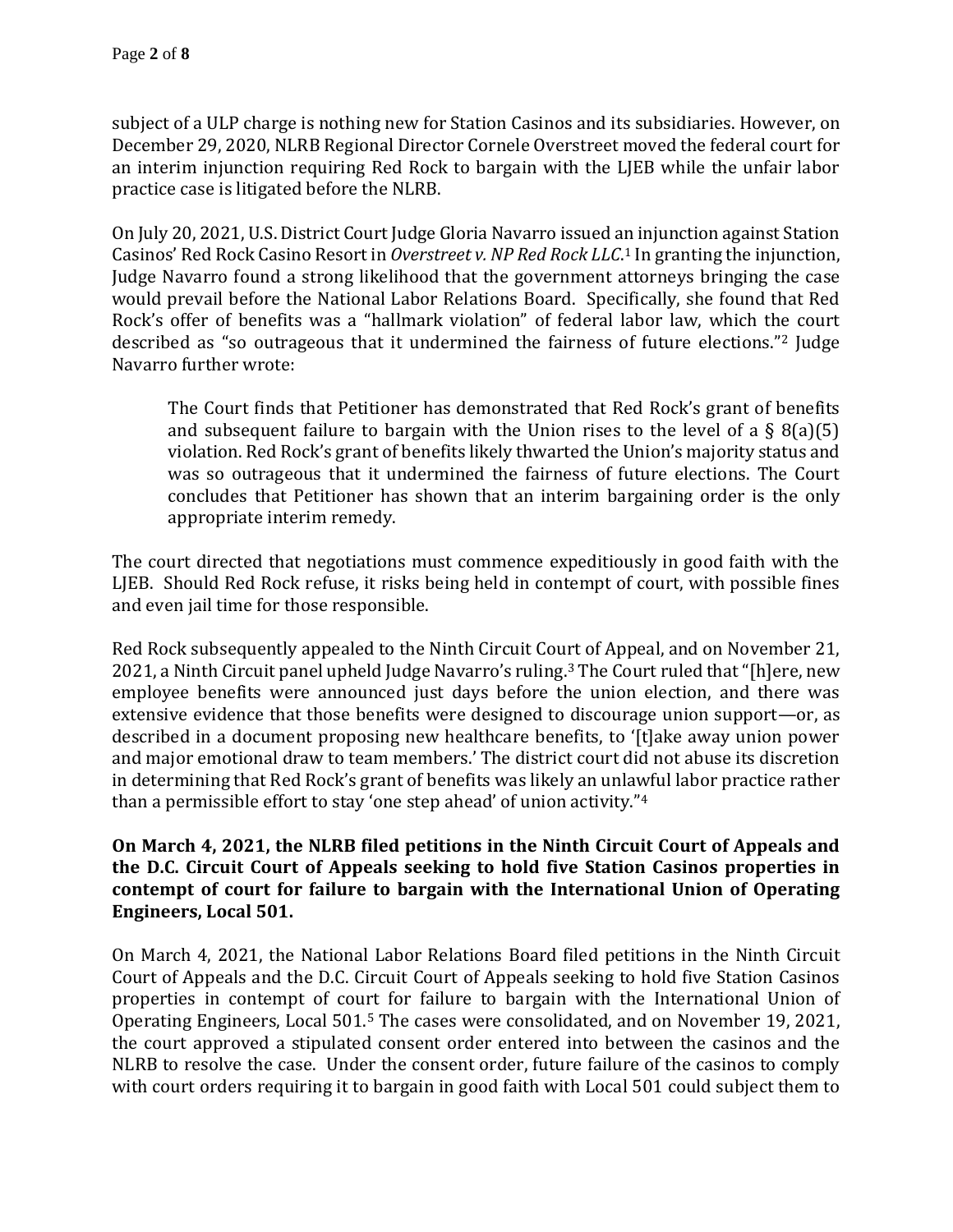subject of a ULP charge is nothing new for Station Casinos and its subsidiaries. However, on December 29, 2020, NLRB Regional Director Cornele Overstreet moved the federal court for an interim injunction requiring Red Rock to bargain with the LJEB while the unfair labor practice case is litigated before the NLRB.

On July 20, 2021, U.S. District Court Judge Gloria Navarro issued an injunction against Station Casinos' Red Rock Casino Resort in *Overstreet v. NP Red Rock LLC*.[1] In granting the injunction, Judge Navarro found a strong likelihood that the government attorneys bringing the case would prevail before the National Labor Relations Board. Specifically, she found that Red Rock's offer of benefits was a "hallmark violation" of federal labor law, which the court described as "so outrageous that it undermined the fairness of future elections."[2] Judge Navarro further wrote:

> The Court finds that Petitioner has demonstrated that Red Rock's grant of benefits and subsequent failure to bargain with the Union rises to the level of a § 8(a)(5) violation. Red Rock's grant of benefits likely thwarted the Union's majority status and was so outrageous that it undermined the fairness of future elections. The Court concludes that Petitioner has shown that an interim bargaining order is the only appropriate interim remedy.

The court directed that negotiations must commence expeditiously in good faith with the LJEB. Should Red Rock refuse, it risks being held in contempt of court, with possible fines and even jail time for those responsible.

Red Rock subsequently appealed to the Ninth Circuit Court of Appeal, and on November 21, 2021, a Ninth Circuit panel upheld Judge Navarro's ruling.[3] The Court ruled that "[h]ere, new employee benefits were announced just days before the union election, and there was extensive evidence that those benefits were designed to discourage union support—or, as described in a document proposing new healthcare benefits, to '[t]ake away union power and major emotional draw to team members.' The district court did not abuse its discretion in determining that Red Rock's grant of benefits was likely an unlawful labor practice rather than a permissible effort to stay 'one step ahead' of union activity."[4]

**On March 4, 2021, the NLRB filed petitions in the Ninth Circuit Court of Appeals and the D.C. Circuit Court of Appeals seeking to hold five Station Casinos properties in contempt of court for failure to bargain with the International Union of Operating Engineers, Local 501.**

On March 4, 2021, the National Labor Relations Board filed petitions in the Ninth Circuit Court of Appeals and the D.C. Circuit Court of Appeals seeking to hold five Station Casinos properties in contempt of court for failure to bargain with the International Union of Operating Engineers, Local 501.[5] The cases were consolidated, and on November 19, 2021, the court approved a stipulated consent order entered into between the casinos and the NLRB to resolve the case. Under the consent order, future failure of the casinos to comply with court orders requiring it to bargain in good faith with Local 501 could subject them to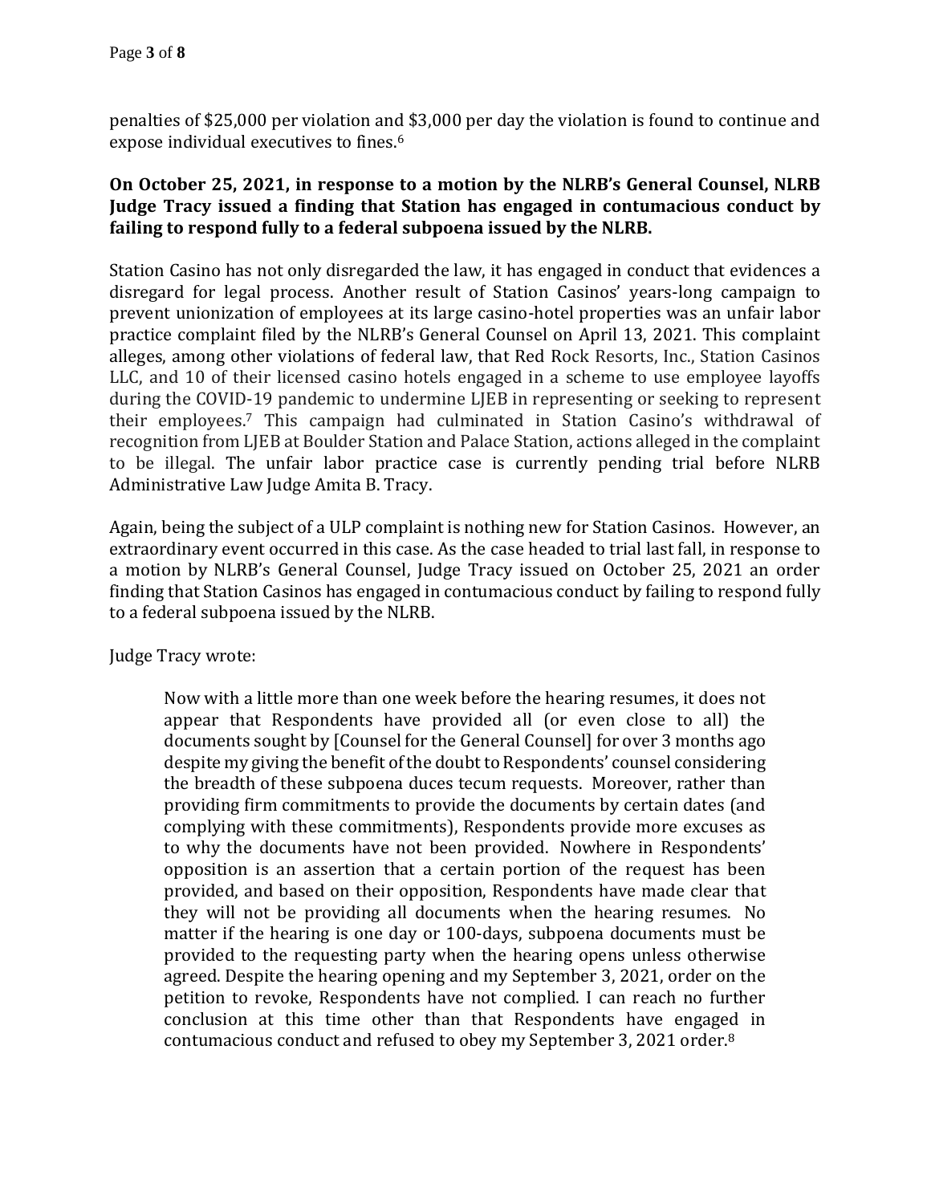penalties of $25,000 per violation and $3,000 per day the violation is found to continue and expose individual executives to fines.[6]

**On October 25, 2021, in response to a motion by the NLRB's General Counsel, NLRB Judge Tracy issued a finding that Station has engaged in contumacious conduct by failing to respond fully to a federal subpoena issued by the NLRB.**

Station Casino has not only disregarded the law, it has engaged in conduct that evidences a disregard for legal process. Another result of Station Casinos' years-long campaign to prevent unionization of employees at its large casino-hotel properties was an unfair labor practice complaint filed by the NLRB's General Counsel on April 13, 2021. This complaint alleges, among other violations of federal law, that Red Rock Resorts, Inc., Station Casinos LLC, and 10 of their licensed casino hotels engaged in a scheme to use employee layoffs during the COVID-19 pandemic to undermine LJEB in representing or seeking to represent their employees.[7] This campaign had culminated in Station Casino's withdrawal of recognition from LJEB at Boulder Station and Palace Station, actions alleged in the complaint to be illegal. The unfair labor practice case is currently pending trial before NLRB Administrative Law Judge Amita B. Tracy.

Again, being the subject of a ULP complaint is nothing new for Station Casinos. However, an extraordinary event occurred in this case. As the case headed to trial last fall, in response to a motion by NLRB's General Counsel, Judge Tracy issued on October 25, 2021 an order finding that Station Casinos has engaged in contumacious conduct by failing to respond fully to a federal subpoena issued by the NLRB.

Judge Tracy wrote:

> Now with a little more than one week before the hearing resumes, it does not appear that Respondents have provided all (or even close to all) the documents sought by [Counsel for the General Counsel] for over 3 months ago despite my giving the benefit of the doubt to Respondents' counsel considering the breadth of these subpoena duces tecum requests. Moreover, rather than providing firm commitments to provide the documents by certain dates (and complying with these commitments), Respondents provide more excuses as to why the documents have not been provided. Nowhere in Respondents' opposition is an assertion that a certain portion of the request has been provided, and based on their opposition, Respondents have made clear that they will not be providing all documents when the hearing resumes. No matter if the hearing is one day or 100-days, subpoena documents must be provided to the requesting party when the hearing opens unless otherwise agreed. Despite the hearing opening and my September 3, 2021, order on the petition to revoke, Respondents have not complied. I can reach no further conclusion at this time other than that Respondents have engaged in contumacious conduct and refused to obey my September 3, 2021 order.[8]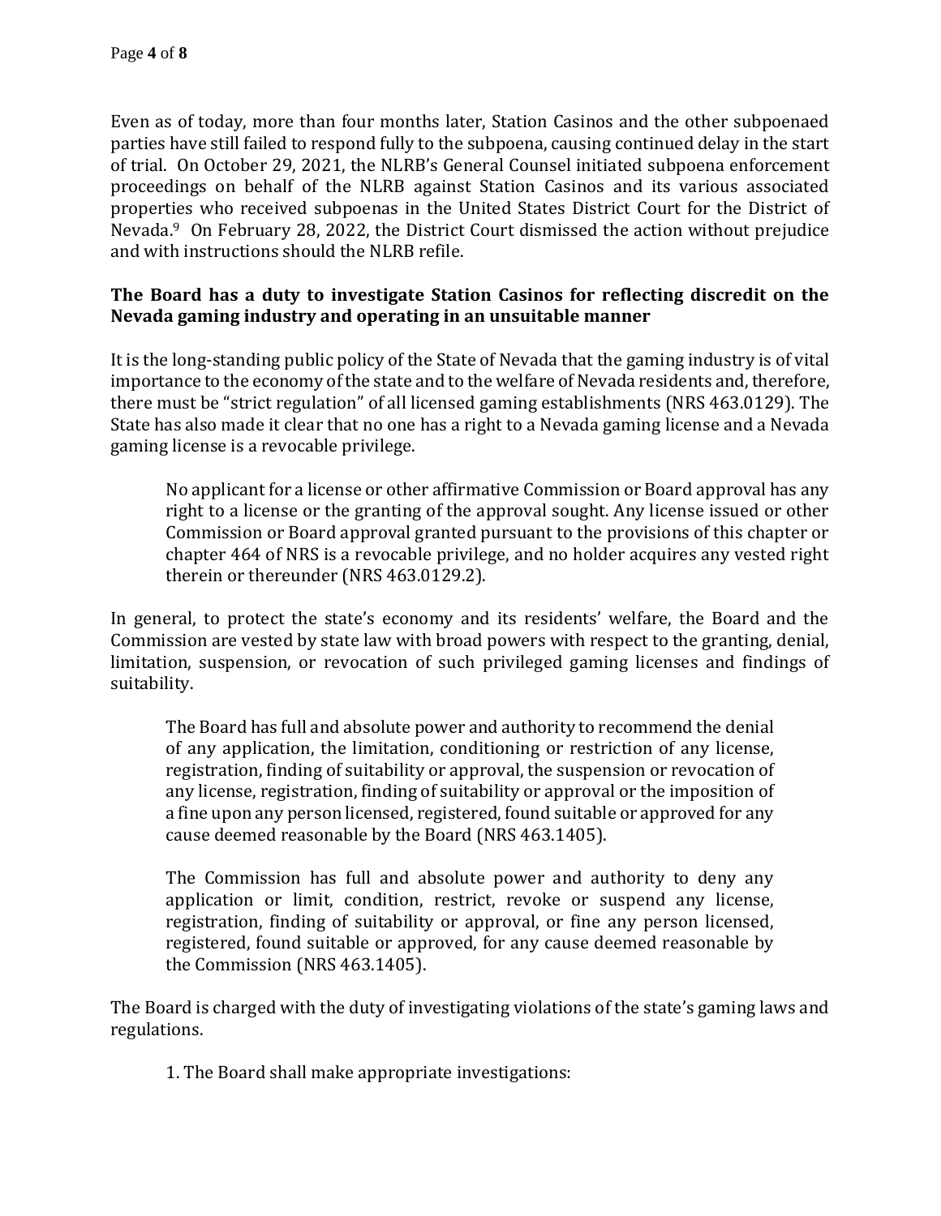Even as of today, more than four months later, Station Casinos and the other subpoenaed parties have still failed to respond fully to the subpoena, causing continued delay in the start of trial. On October 29, 2021, the NLRB's General Counsel initiated subpoena enforcement proceedings on behalf of the NLRB against Station Casinos and its various associated properties who received subpoenas in the United States District Court for the District of Nevada.[9] On February 28, 2022, the District Court dismissed the action without prejudice and with instructions should the NLRB refile.

**The Board has a duty to investigate Station Casinos for reflecting discredit on the Nevada gaming industry and operating in an unsuitable manner**

It is the long-standing public policy of the State of Nevada that the gaming industry is of vital importance to the economy of the state and to the welfare of Nevada residents and, therefore, there must be "strict regulation" of all licensed gaming establishments (NRS 463.0129). The State has also made it clear that no one has a right to a Nevada gaming license and a Nevada gaming license is a revocable privilege.

> No applicant for a license or other affirmative Commission or Board approval has any right to a license or the granting of the approval sought. Any license issued or other Commission or Board approval granted pursuant to the provisions of this chapter or chapter 464 of NRS is a revocable privilege, and no holder acquires any vested right therein or thereunder (NRS 463.0129.2).

In general, to protect the state's economy and its residents' welfare, the Board and the Commission are vested by state law with broad powers with respect to the granting, denial, limitation, suspension, or revocation of such privileged gaming licenses and findings of suitability.

> The Board has full and absolute power and authority to recommend the denial of any application, the limitation, conditioning or restriction of any license, registration, finding of suitability or approval, the suspension or revocation of any license, registration, finding of suitability or approval or the imposition of a fine upon any person licensed, registered, found suitable or approved for any cause deemed reasonable by the Board (NRS 463.1405).

> The Commission has full and absolute power and authority to deny any application or limit, condition, restrict, revoke or suspend any license, registration, finding of suitability or approval, or fine any person licensed, registered, found suitable or approved, for any cause deemed reasonable by the Commission (NRS 463.1405).

The Board is charged with the duty of investigating violations of the state's gaming laws and regulations.

> 1. The Board shall make appropriate investigations: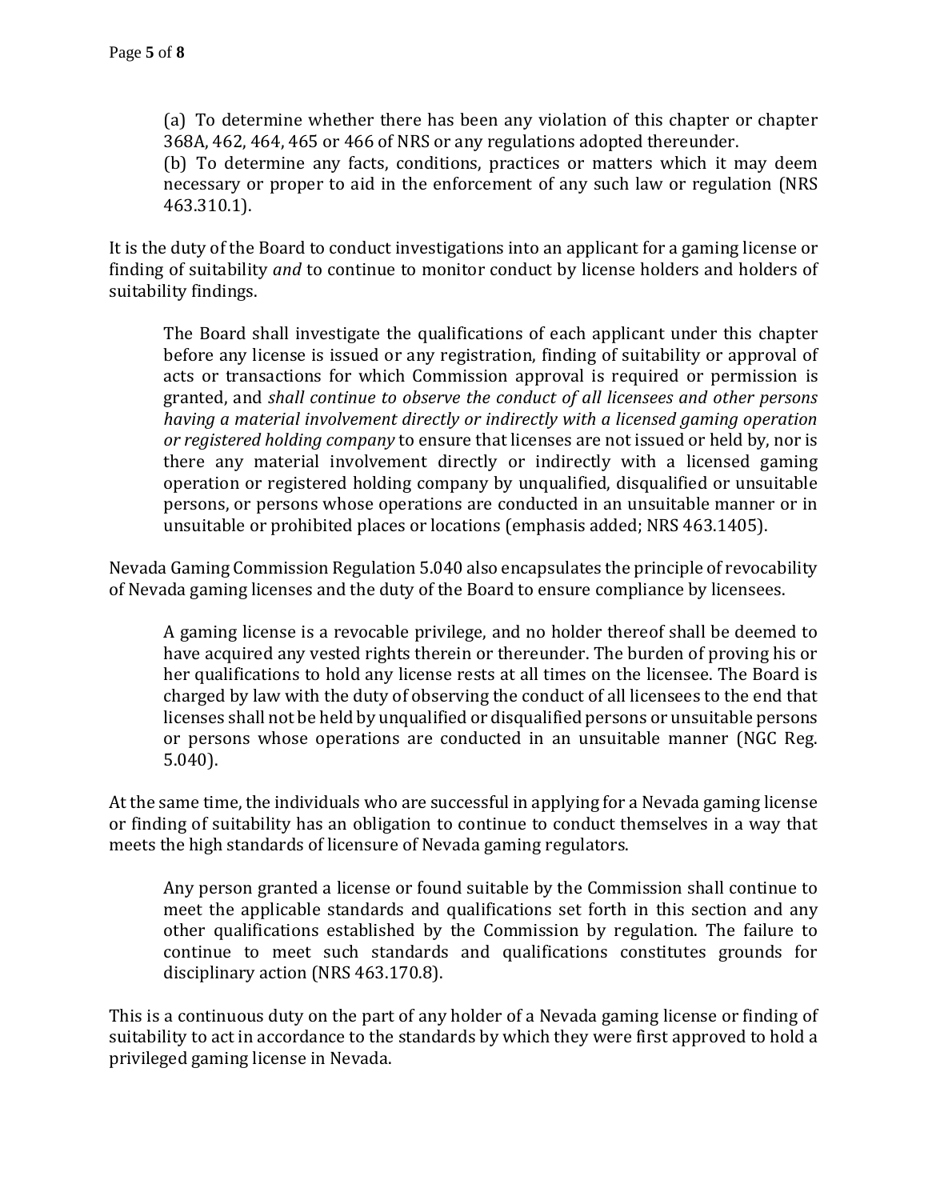> (a) To determine whether there has been any violation of this chapter or chapter 368A, 462, 464, 465 or 466 of NRS or any regulations adopted thereunder.
> (b) To determine any facts, conditions, practices or matters which it may deem necessary or proper to aid in the enforcement of any such law or regulation (NRS 463.310.1).

It is the duty of the Board to conduct investigations into an applicant for a gaming license or finding of suitability *and* to continue to monitor conduct by license holders and holders of suitability findings.

> The Board shall investigate the qualifications of each applicant under this chapter before any license is issued or any registration, finding of suitability or approval of acts or transactions for which Commission approval is required or permission is granted, and *shall continue to observe the conduct of all licensees and other persons having a material involvement directly or indirectly with a licensed gaming operation or registered holding company* to ensure that licenses are not issued or held by, nor is there any material involvement directly or indirectly with a licensed gaming operation or registered holding company by unqualified, disqualified or unsuitable persons, or persons whose operations are conducted in an unsuitable manner or in unsuitable or prohibited places or locations (emphasis added; NRS 463.1405).

Nevada Gaming Commission Regulation 5.040 also encapsulates the principle of revocability of Nevada gaming licenses and the duty of the Board to ensure compliance by licensees.

> A gaming license is a revocable privilege, and no holder thereof shall be deemed to have acquired any vested rights therein or thereunder. The burden of proving his or her qualifications to hold any license rests at all times on the licensee. The Board is charged by law with the duty of observing the conduct of all licensees to the end that licenses shall not be held by unqualified or disqualified persons or unsuitable persons or persons whose operations are conducted in an unsuitable manner (NGC Reg. 5.040).

At the same time, the individuals who are successful in applying for a Nevada gaming license or finding of suitability has an obligation to continue to conduct themselves in a way that meets the high standards of licensure of Nevada gaming regulators.

> Any person granted a license or found suitable by the Commission shall continue to meet the applicable standards and qualifications set forth in this section and any other qualifications established by the Commission by regulation. The failure to continue to meet such standards and qualifications constitutes grounds for disciplinary action (NRS 463.170.8).

This is a continuous duty on the part of any holder of a Nevada gaming license or finding of suitability to act in accordance to the standards by which they were first approved to hold a privileged gaming license in Nevada.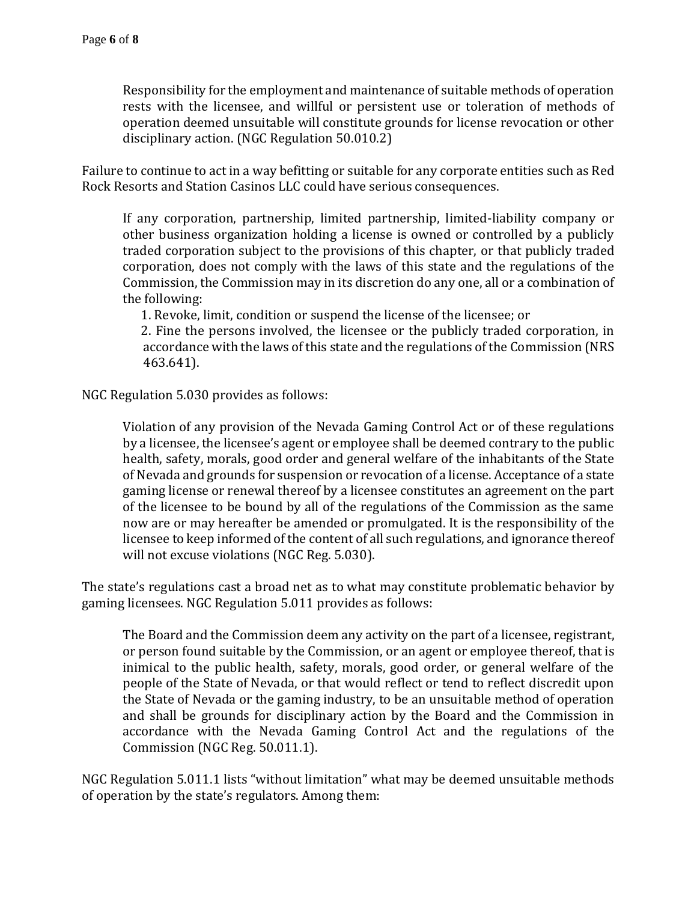> Responsibility for the employment and maintenance of suitable methods of operation rests with the licensee, and willful or persistent use or toleration of methods of operation deemed unsuitable will constitute grounds for license revocation or other disciplinary action. (NGC Regulation 50.010.2)

Failure to continue to act in a way befitting or suitable for any corporate entities such as Red Rock Resorts and Station Casinos LLC could have serious consequences.

> If any corporation, partnership, limited partnership, limited-liability company or other business organization holding a license is owned or controlled by a publicly traded corporation subject to the provisions of this chapter, or that publicly traded corporation, does not comply with the laws of this state and the regulations of the Commission, the Commission may in its discretion do any one, all or a combination of the following:
>
> 1. Revoke, limit, condition or suspend the license of the licensee; or
> 2. Fine the persons involved, the licensee or the publicly traded corporation, in accordance with the laws of this state and the regulations of the Commission (NRS 463.641).

NGC Regulation 5.030 provides as follows:

> Violation of any provision of the Nevada Gaming Control Act or of these regulations by a licensee, the licensee's agent or employee shall be deemed contrary to the public health, safety, morals, good order and general welfare of the inhabitants of the State of Nevada and grounds for suspension or revocation of a license. Acceptance of a state gaming license or renewal thereof by a licensee constitutes an agreement on the part of the licensee to be bound by all of the regulations of the Commission as the same now are or may hereafter be amended or promulgated. It is the responsibility of the licensee to keep informed of the content of all such regulations, and ignorance thereof will not excuse violations (NGC Reg. 5.030).

The state's regulations cast a broad net as to what may constitute problematic behavior by gaming licensees. NGC Regulation 5.011 provides as follows:

> The Board and the Commission deem any activity on the part of a licensee, registrant, or person found suitable by the Commission, or an agent or employee thereof, that is inimical to the public health, safety, morals, good order, or general welfare of the people of the State of Nevada, or that would reflect or tend to reflect discredit upon the State of Nevada or the gaming industry, to be an unsuitable method of operation and shall be grounds for disciplinary action by the Board and the Commission in accordance with the Nevada Gaming Control Act and the regulations of the Commission (NGC Reg. 50.011.1).

NGC Regulation 5.011.1 lists "without limitation" what may be deemed unsuitable methods of operation by the state's regulators. Among them: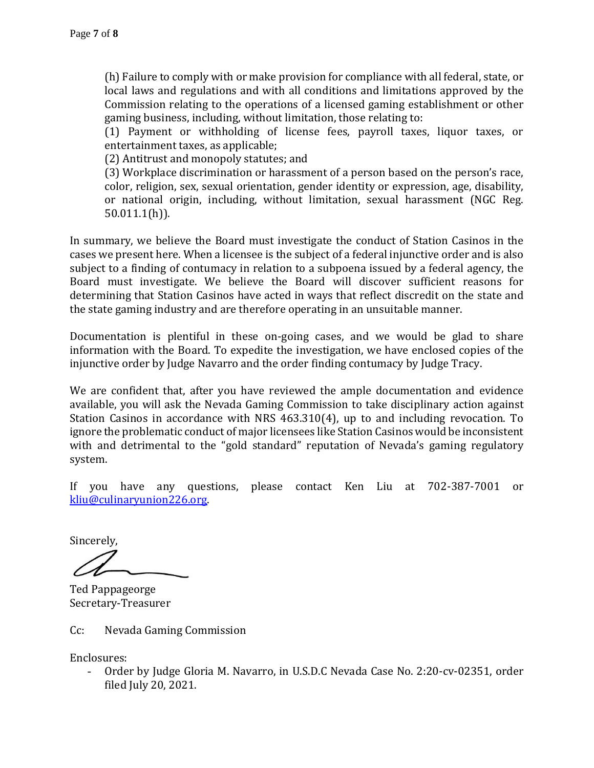(h) Failure to comply with or make provision for compliance with all federal, state, or local laws and regulations and with all conditions and limitations approved by the Commission relating to the operations of a licensed gaming establishment or other gaming business, including, without limitation, those relating to:
(1) Payment or withholding of license fees, payroll taxes, liquor taxes, or entertainment taxes, as applicable;
(2) Antitrust and monopoly statutes; and
(3) Workplace discrimination or harassment of a person based on the person's race, color, religion, sex, sexual orientation, gender identity or expression, age, disability, or national origin, including, without limitation, sexual harassment (NGC Reg. 50.011.1(h)).

In summary, we believe the Board must investigate the conduct of Station Casinos in the cases we present here. When a licensee is the subject of a federal injunctive order and is also subject to a finding of contumacy in relation to a subpoena issued by a federal agency, the Board must investigate. We believe the Board will discover sufficient reasons for determining that Station Casinos have acted in ways that reflect discredit on the state and the state gaming industry and are therefore operating in an unsuitable manner.

Documentation is plentiful in these on-going cases, and we would be glad to share information with the Board. To expedite the investigation, we have enclosed copies of the injunctive order by Judge Navarro and the order finding contumacy by Judge Tracy.

We are confident that, after you have reviewed the ample documentation and evidence available, you will ask the Nevada Gaming Commission to take disciplinary action against Station Casinos in accordance with NRS 463.310(4), up to and including revocation. To ignore the problematic conduct of major licensees like Station Casinos would be inconsistent with and detrimental to the "gold standard" reputation of Nevada's gaming regulatory system.

If you have any questions, please contact Ken Liu at 702-387-7001 or [kliu@culinaryunion226.org](mailto:kliu@culinaryunion226.org).

Sincerely,

Ted Pappageorge
Secretary-Treasurer

Cc: Nevada Gaming Commission

Enclosures:

- Order by Judge Gloria M. Navarro, in U.S.D.C Nevada Case No. 2:20-cv-02351, order filed July 20, 2021.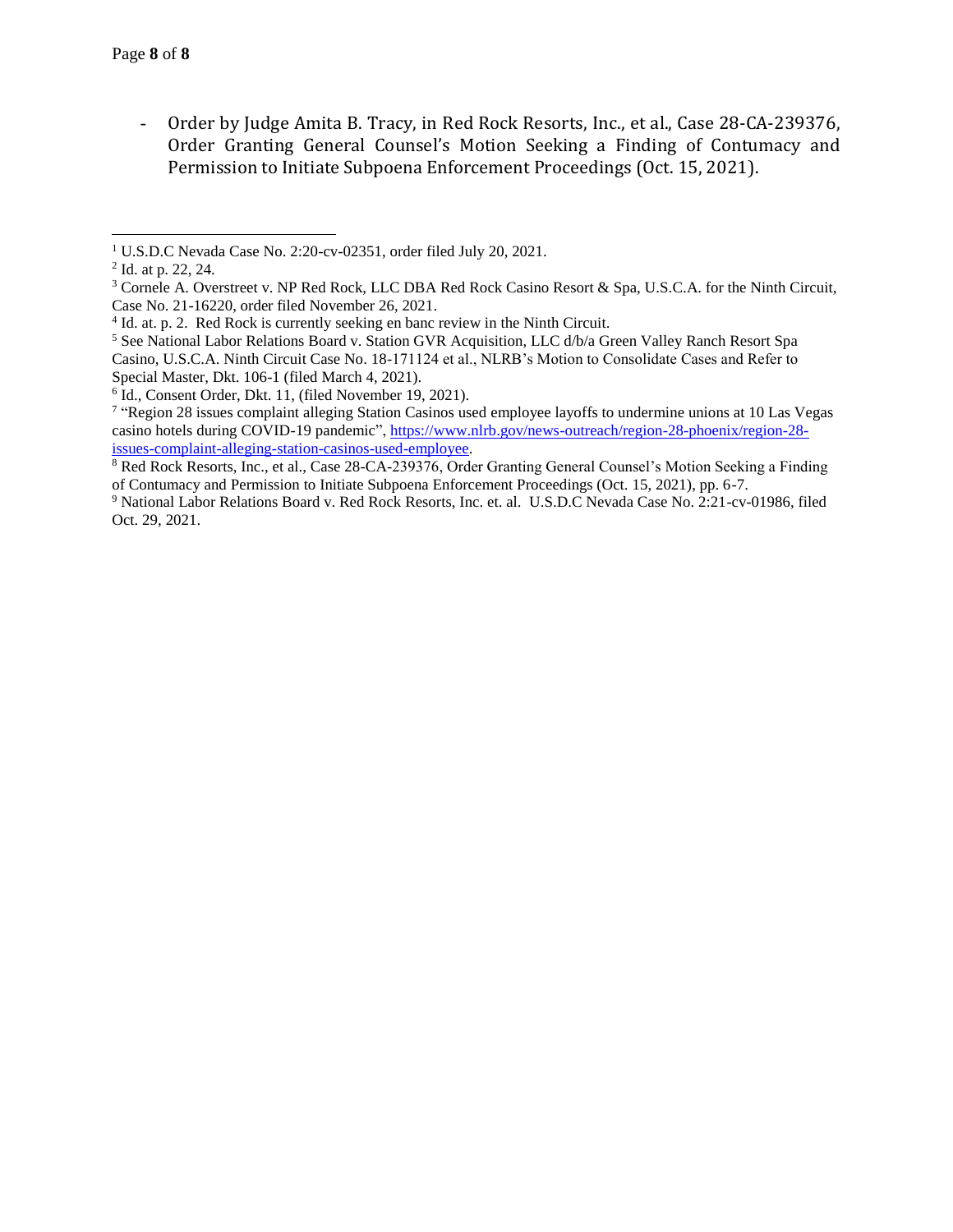- Order by Judge Amita B. Tracy, in Red Rock Resorts, Inc., et al., Case 28-CA-239376, Order Granting General Counsel's Motion Seeking a Finding of Contumacy and Permission to Initiate Subpoena Enforcement Proceedings (Oct. 15, 2021).

---

[1] U.S.D.C Nevada Case No. 2:20-cv-02351, order filed July 20, 2021.

[2] Id. at p. 22, 24.

[3] Cornele A. Overstreet v. NP Red Rock, LLC DBA Red Rock Casino Resort & Spa, U.S.C.A. for the Ninth Circuit, Case No. 21-16220, order filed November 26, 2021.

[4] Id. at. p. 2. Red Rock is currently seeking en banc review in the Ninth Circuit.

[5] See National Labor Relations Board v. Station GVR Acquisition, LLC d/b/a Green Valley Ranch Resort Spa Casino, U.S.C.A. Ninth Circuit Case No. 18-171124 et al., NLRB's Motion to Consolidate Cases and Refer to Special Master, Dkt. 106-1 (filed March 4, 2021).

[6] Id., Consent Order, Dkt. 11, (filed November 19, 2021).

[7] "Region 28 issues complaint alleging Station Casinos used employee layoffs to undermine unions at 10 Las Vegas casino hotels during COVID-19 pandemic", https://www.nlrb.gov/news-outreach/region-28-phoenix/region-28-issues-complaint-alleging-station-casinos-used-employee.

[8] Red Rock Resorts, Inc., et al., Case 28-CA-239376, Order Granting General Counsel's Motion Seeking a Finding of Contumacy and Permission to Initiate Subpoena Enforcement Proceedings (Oct. 15, 2021), pp. 6-7.

[9] National Labor Relations Board v. Red Rock Resorts, Inc. et. al. U.S.D.C Nevada Case No. 2:21-cv-01986, filed Oct. 29, 2021.